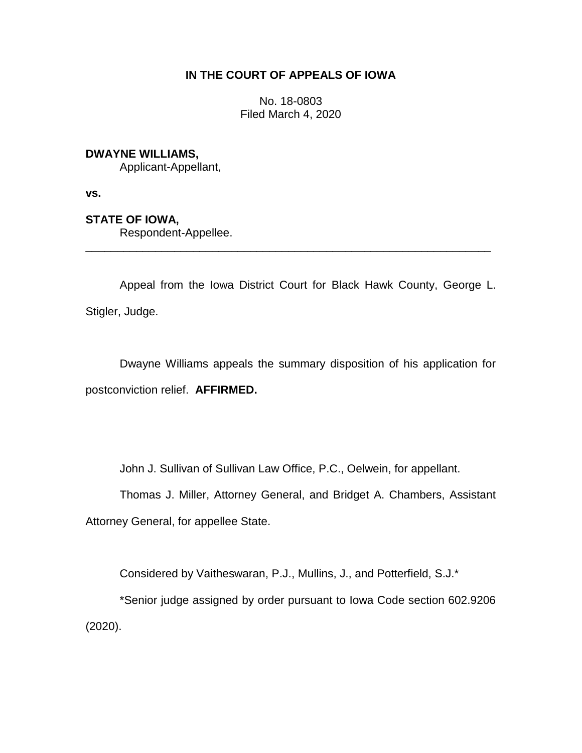**IN THE COURT OF APPEALS OF IOWA**

No. 18-0803
Filed March 4, 2020

**DWAYNE WILLIAMS,**
Applicant-Appellant,

**vs.**

**STATE OF IOWA,**
Respondent-Appellee.

---

Appeal from the Iowa District Court for Black Hawk County, George L. Stigler, Judge.

Dwayne Williams appeals the summary disposition of his application for postconviction relief. **AFFIRMED.**

John J. Sullivan of Sullivan Law Office, P.C., Oelwein, for appellant.

Thomas J. Miller, Attorney General, and Bridget A. Chambers, Assistant Attorney General, for appellee State.

Considered by Vaitheswaran, P.J., Mullins, J., and Potterfield, S.J.*

*Senior judge assigned by order pursuant to Iowa Code section 602.9206 (2020).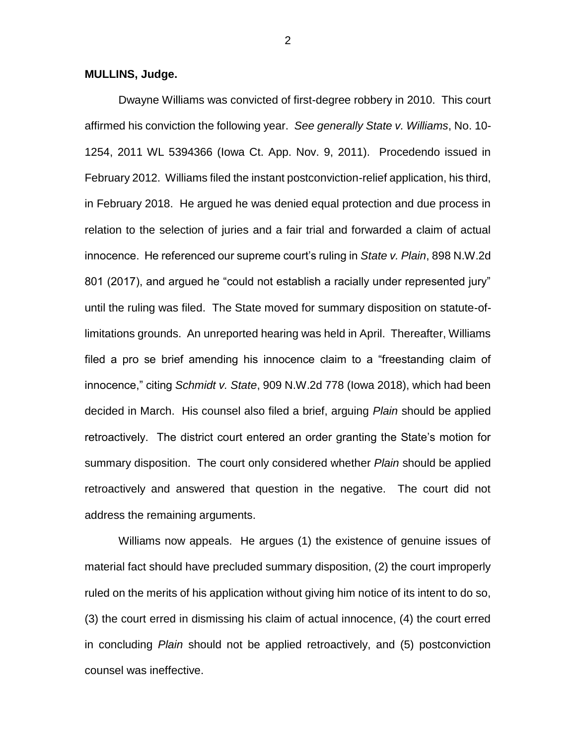**MULLINS, Judge.**

Dwayne Williams was convicted of first-degree robbery in 2010. This court affirmed his conviction the following year. *See generally State v. Williams*, No. 10-1254, 2011 WL 5394366 (Iowa Ct. App. Nov. 9, 2011). Procedendo issued in February 2012. Williams filed the instant postconviction-relief application, his third, in February 2018. He argued he was denied equal protection and due process in relation to the selection of juries and a fair trial and forwarded a claim of actual innocence. He referenced our supreme court's ruling in *State v. Plain*, 898 N.W.2d 801 (2017), and argued he "could not establish a racially under represented jury" until the ruling was filed. The State moved for summary disposition on statute-of-limitations grounds. An unreported hearing was held in April. Thereafter, Williams filed a pro se brief amending his innocence claim to a "freestanding claim of innocence," citing *Schmidt v. State*, 909 N.W.2d 778 (Iowa 2018), which had been decided in March. His counsel also filed a brief, arguing *Plain* should be applied retroactively. The district court entered an order granting the State's motion for summary disposition. The court only considered whether *Plain* should be applied retroactively and answered that question in the negative. The court did not address the remaining arguments.

Williams now appeals. He argues (1) the existence of genuine issues of material fact should have precluded summary disposition, (2) the court improperly ruled on the merits of his application without giving him notice of its intent to do so, (3) the court erred in dismissing his claim of actual innocence, (4) the court erred in concluding *Plain* should not be applied retroactively, and (5) postconviction counsel was ineffective.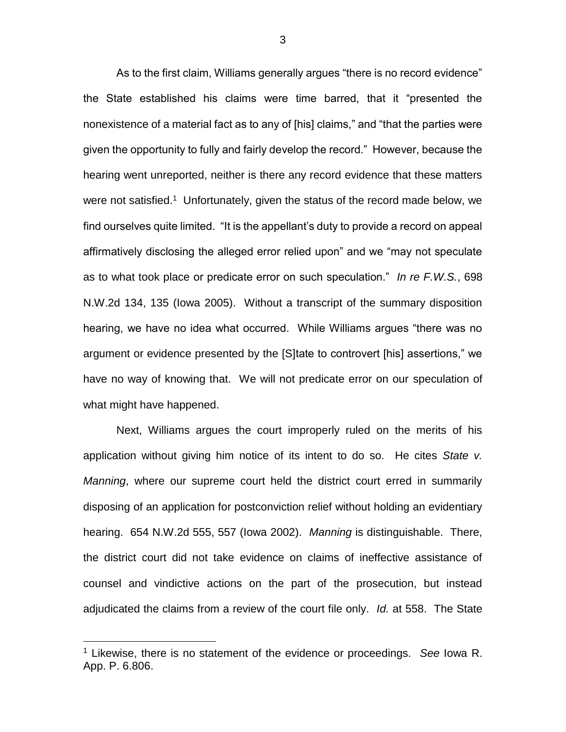As to the first claim, Williams generally argues "there is no record evidence" the State established his claims were time barred, that it "presented the nonexistence of a material fact as to any of [his] claims," and "that the parties were given the opportunity to fully and fairly develop the record." However, because the hearing went unreported, neither is there any record evidence that these matters were not satisfied.[1] Unfortunately, given the status of the record made below, we find ourselves quite limited. "It is the appellant's duty to provide a record on appeal affirmatively disclosing the alleged error relied upon" and we "may not speculate as to what took place or predicate error on such speculation." *In re F.W.S.*, 698 N.W.2d 134, 135 (Iowa 2005). Without a transcript of the summary disposition hearing, we have no idea what occurred. While Williams argues "there was no argument or evidence presented by the [S]tate to controvert [his] assertions," we have no way of knowing that. We will not predicate error on our speculation of what might have happened.

Next, Williams argues the court improperly ruled on the merits of his application without giving him notice of its intent to do so. He cites *State v. Manning*, where our supreme court held the district court erred in summarily disposing of an application for postconviction relief without holding an evidentiary hearing. 654 N.W.2d 555, 557 (Iowa 2002). *Manning* is distinguishable. There, the district court did not take evidence on claims of ineffective assistance of counsel and vindictive actions on the part of the prosecution, but instead adjudicated the claims from a review of the court file only. *Id.* at 558. The State

[1] Likewise, there is no statement of the evidence or proceedings. *See* Iowa R. App. P. 6.806.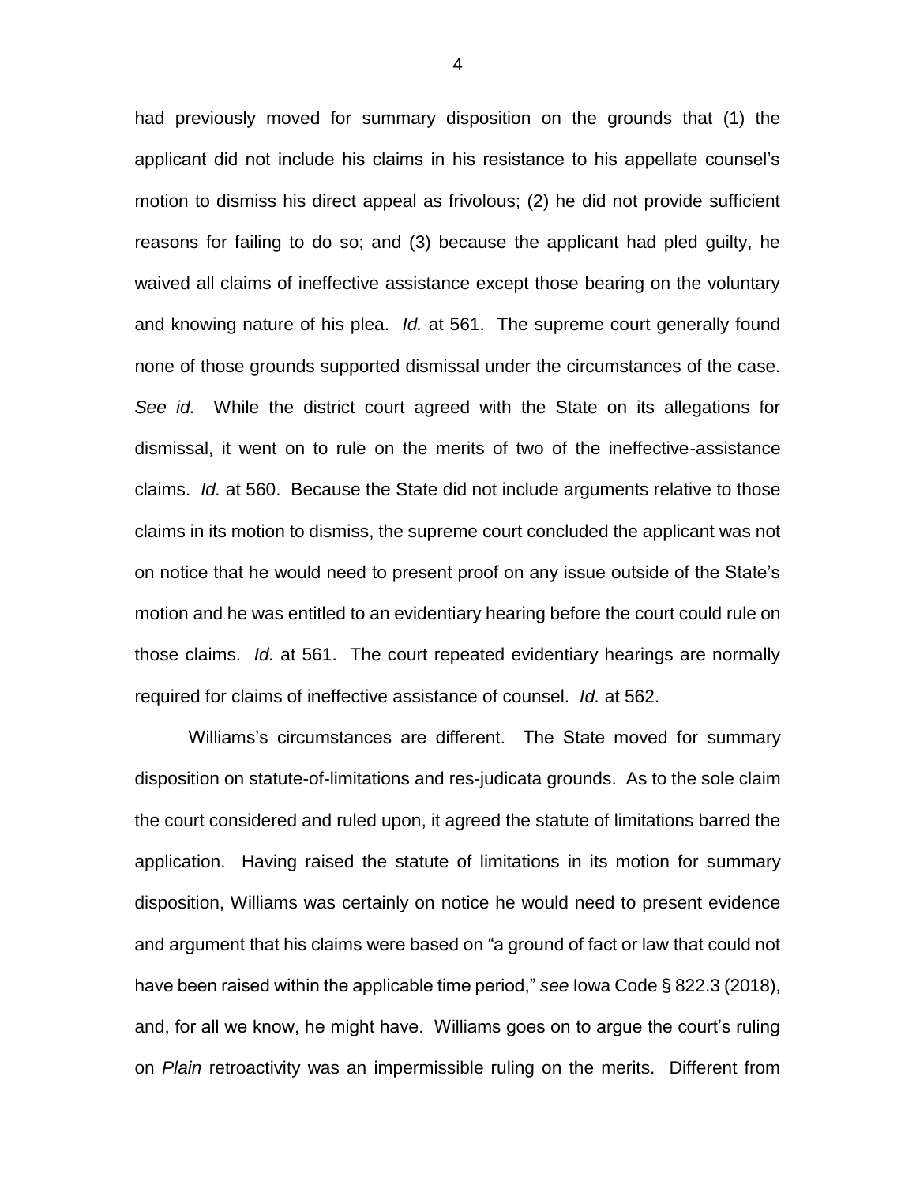had previously moved for summary disposition on the grounds that (1) the applicant did not include his claims in his resistance to his appellate counsel's motion to dismiss his direct appeal as frivolous; (2) he did not provide sufficient reasons for failing to do so; and (3) because the applicant had pled guilty, he waived all claims of ineffective assistance except those bearing on the voluntary and knowing nature of his plea. *Id.* at 561. The supreme court generally found none of those grounds supported dismissal under the circumstances of the case. *See id.* While the district court agreed with the State on its allegations for dismissal, it went on to rule on the merits of two of the ineffective-assistance claims. *Id.* at 560. Because the State did not include arguments relative to those claims in its motion to dismiss, the supreme court concluded the applicant was not on notice that he would need to present proof on any issue outside of the State's motion and he was entitled to an evidentiary hearing before the court could rule on those claims. *Id.* at 561. The court repeated evidentiary hearings are normally required for claims of ineffective assistance of counsel. *Id.* at 562.

Williams's circumstances are different. The State moved for summary disposition on statute-of-limitations and res-judicata grounds. As to the sole claim the court considered and ruled upon, it agreed the statute of limitations barred the application. Having raised the statute of limitations in its motion for summary disposition, Williams was certainly on notice he would need to present evidence and argument that his claims were based on "a ground of fact or law that could not have been raised within the applicable time period," *see* Iowa Code § 822.3 (2018), and, for all we know, he might have. Williams goes on to argue the court's ruling on *Plain* retroactivity was an impermissible ruling on the merits. Different from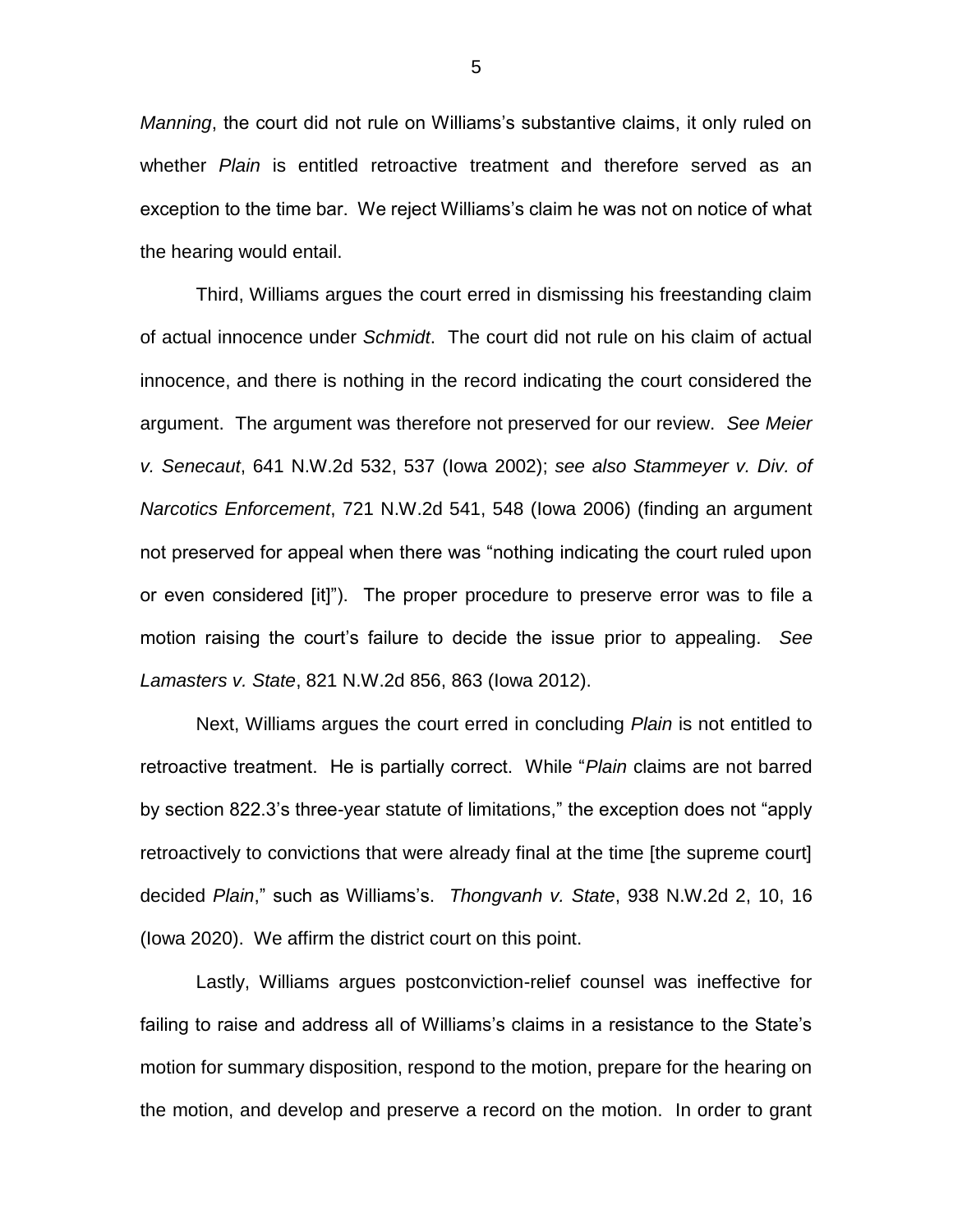*Manning*, the court did not rule on Williams's substantive claims, it only ruled on whether *Plain* is entitled retroactive treatment and therefore served as an exception to the time bar. We reject Williams's claim he was not on notice of what the hearing would entail.

Third, Williams argues the court erred in dismissing his freestanding claim of actual innocence under *Schmidt*. The court did not rule on his claim of actual innocence, and there is nothing in the record indicating the court considered the argument. The argument was therefore not preserved for our review. *See Meier v. Senecaut*, 641 N.W.2d 532, 537 (Iowa 2002); *see also Stammeyer v. Div. of Narcotics Enforcement*, 721 N.W.2d 541, 548 (Iowa 2006) (finding an argument not preserved for appeal when there was "nothing indicating the court ruled upon or even considered [it]"). The proper procedure to preserve error was to file a motion raising the court's failure to decide the issue prior to appealing. *See Lamasters v. State*, 821 N.W.2d 856, 863 (Iowa 2012).

Next, Williams argues the court erred in concluding *Plain* is not entitled to retroactive treatment. He is partially correct. While "*Plain* claims are not barred by section 822.3's three-year statute of limitations," the exception does not "apply retroactively to convictions that were already final at the time [the supreme court] decided *Plain*," such as Williams's. *Thongvanh v. State*, 938 N.W.2d 2, 10, 16 (Iowa 2020). We affirm the district court on this point.

Lastly, Williams argues postconviction-relief counsel was ineffective for failing to raise and address all of Williams's claims in a resistance to the State's motion for summary disposition, respond to the motion, prepare for the hearing on the motion, and develop and preserve a record on the motion. In order to grant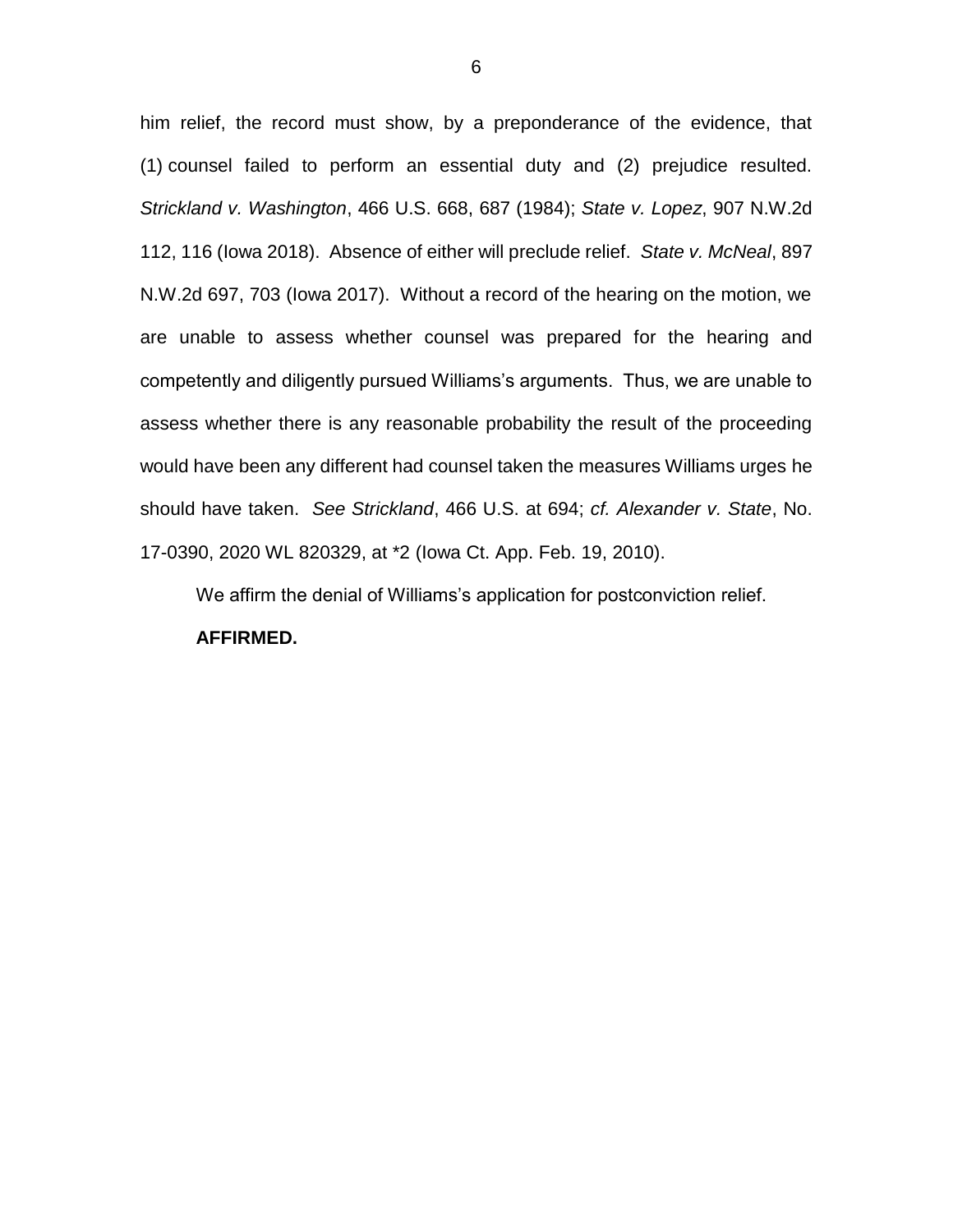him relief, the record must show, by a preponderance of the evidence, that (1) counsel failed to perform an essential duty and (2) prejudice resulted. *Strickland v. Washington*, 466 U.S. 668, 687 (1984); *State v. Lopez*, 907 N.W.2d 112, 116 (Iowa 2018). Absence of either will preclude relief. *State v. McNeal*, 897 N.W.2d 697, 703 (Iowa 2017). Without a record of the hearing on the motion, we are unable to assess whether counsel was prepared for the hearing and competently and diligently pursued Williams's arguments. Thus, we are unable to assess whether there is any reasonable probability the result of the proceeding would have been any different had counsel taken the measures Williams urges he should have taken. *See Strickland*, 466 U.S. at 694; *cf. Alexander v. State*, No. 17-0390, 2020 WL 820329, at *2 (Iowa Ct. App. Feb. 19, 2010).

We affirm the denial of Williams's application for postconviction relief.

**AFFIRMED.**